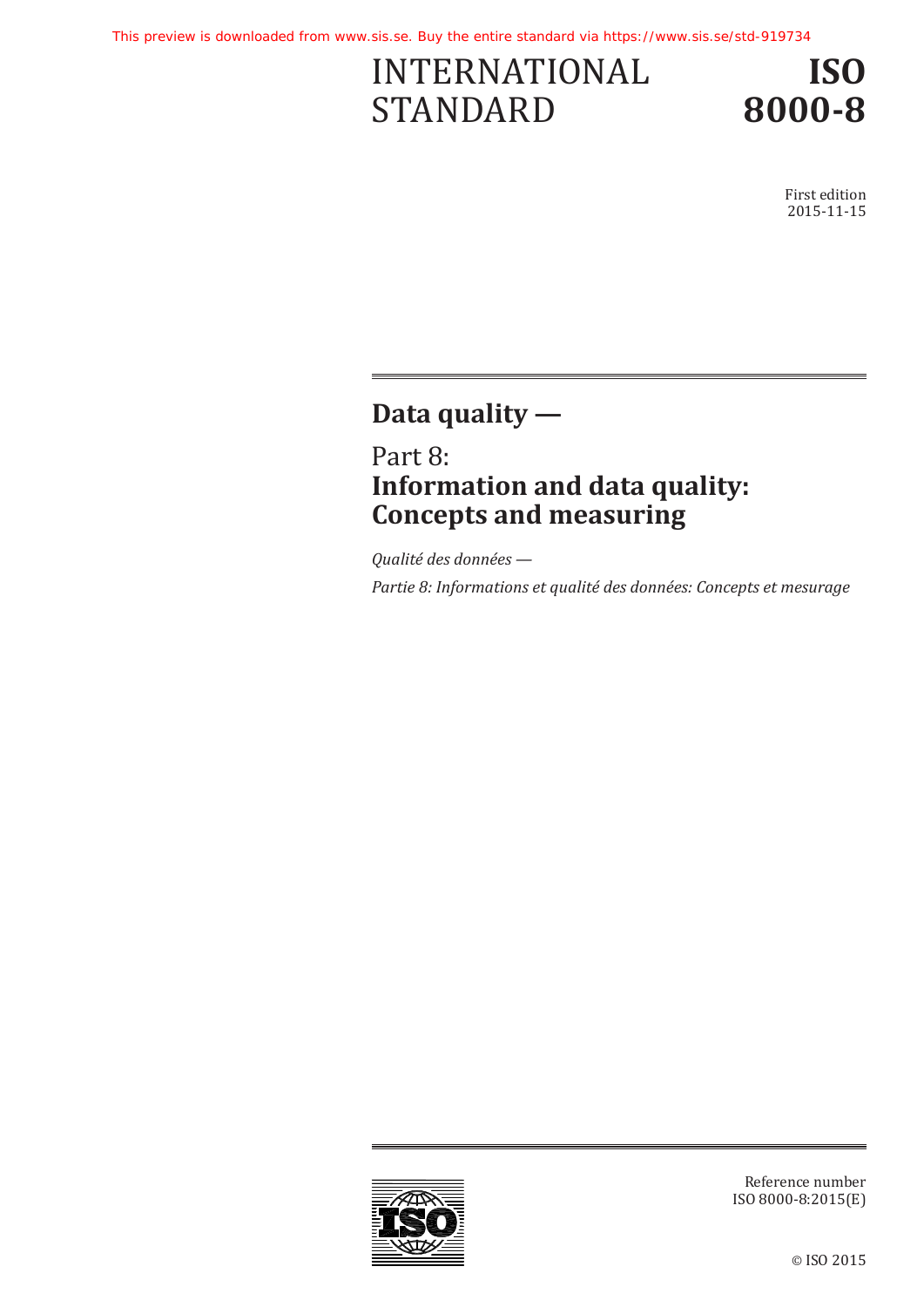This preview is downloaded from www.sis.se. Buy the entire standard via https://www.sis.se/std-919734

# INTERNATIONAL STANDARD

# ISO 8000-8

First edition
2015-11-15

## Data quality —

## Part 8:
## Information and data quality: Concepts and measuring

*Qualité des données —*

*Partie 8: Informations et qualité des données: Concepts et mesurage*

Reference number
ISO 8000-8:2015(E)

© ISO 2015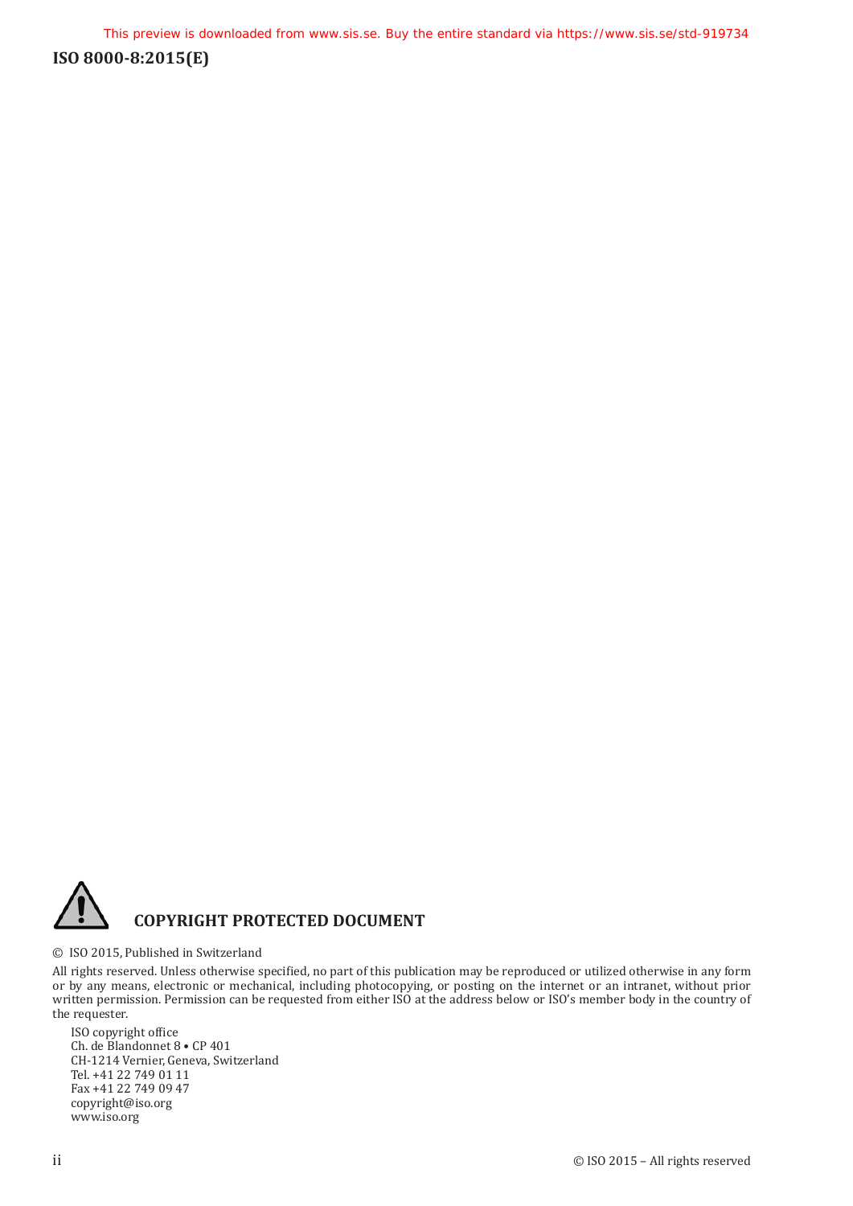**COPYRIGHT PROTECTED DOCUMENT**

© ISO 2015, Published in Switzerland

All rights reserved. Unless otherwise specified, no part of this publication may be reproduced or utilized otherwise in any form or by any means, electronic or mechanical, including photocopying, or posting on the internet or an intranet, without prior written permission. Permission can be requested from either ISO at the address below or ISO's member body in the country of the requester.

ISO copyright office
Ch. de Blandonnet 8 • CP 401
CH-1214 Vernier, Geneva, Switzerland
Tel. +41 22 749 01 11
Fax +41 22 749 09 47
copyright@iso.org
www.iso.org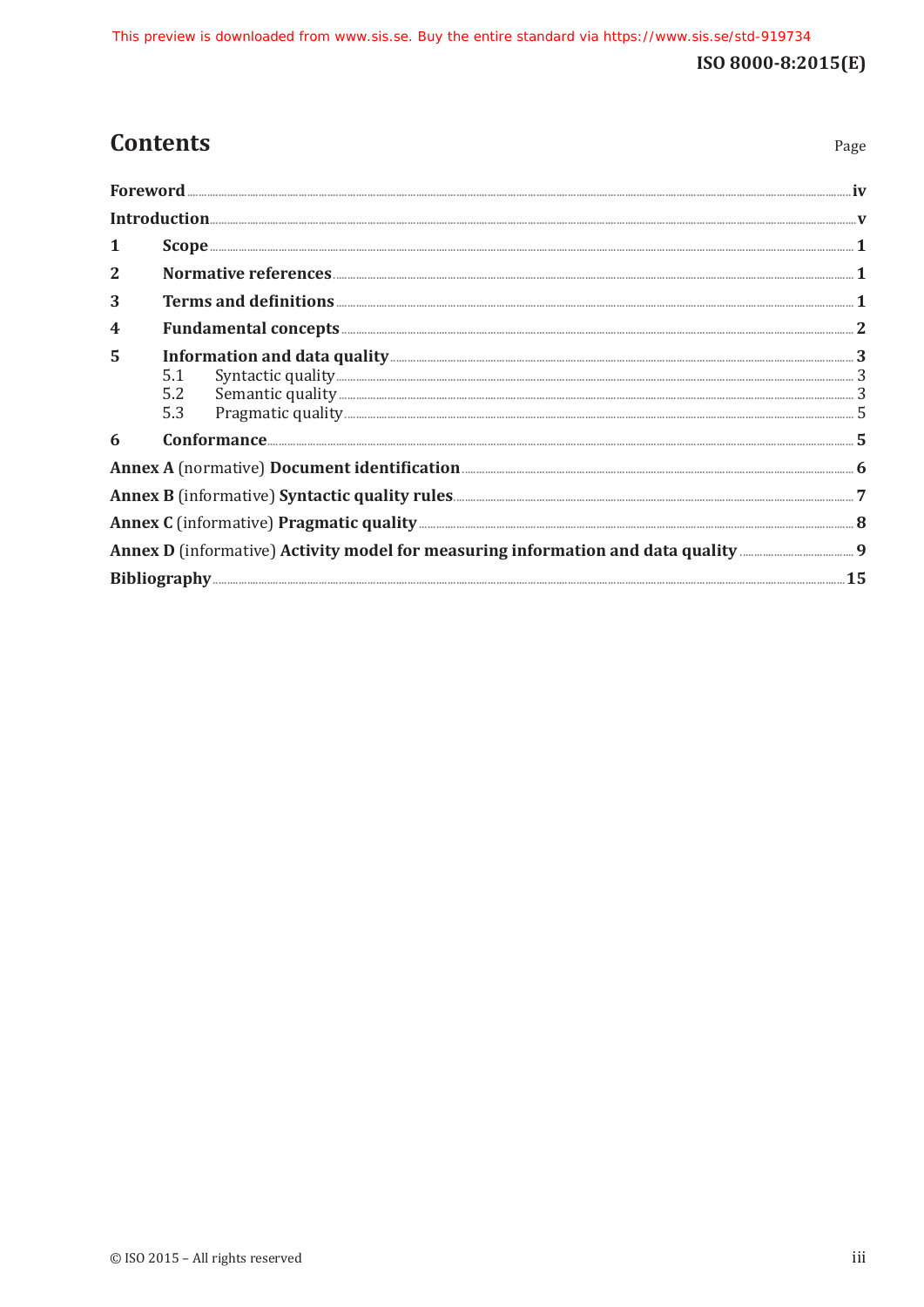# Contents

Page

**Foreword** .......... **iv**

**Introduction** .......... **v**

**1 Scope** .......... **1**

**2 Normative references** .......... **1**

**3 Terms and definitions** .......... **1**

**4 Fundamental concepts** .......... **2**

**5 Information and data quality** .......... **3**

- 5.1 Syntactic quality .......... 3
- 5.2 Semantic quality .......... 3
- 5.3 Pragmatic quality .......... 5

**6 Conformance** .......... **5**

**Annex A** (normative) **Document identification** .......... **6**

**Annex B** (informative) **Syntactic quality rules** .......... **7**

**Annex C** (informative) **Pragmatic quality** .......... **8**

**Annex D** (informative) **Activity model for measuring information and data quality** .......... **9**

**Bibliography** .......... **15**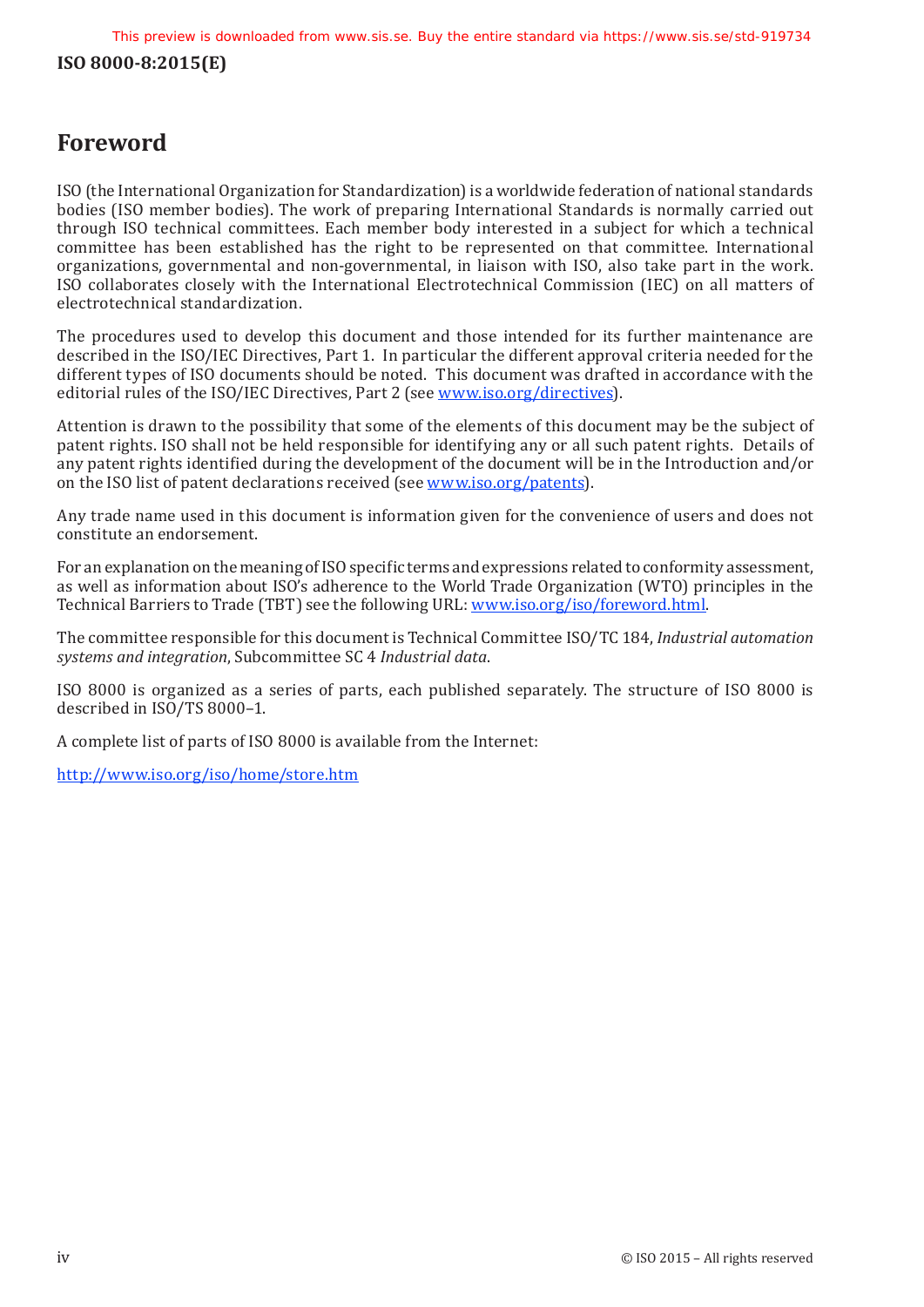# Foreword

ISO (the International Organization for Standardization) is a worldwide federation of national standards bodies (ISO member bodies). The work of preparing International Standards is normally carried out through ISO technical committees. Each member body interested in a subject for which a technical committee has been established has the right to be represented on that committee. International organizations, governmental and non-governmental, in liaison with ISO, also take part in the work. ISO collaborates closely with the International Electrotechnical Commission (IEC) on all matters of electrotechnical standardization.

The procedures used to develop this document and those intended for its further maintenance are described in the ISO/IEC Directives, Part 1. In particular the different approval criteria needed for the different types of ISO documents should be noted. This document was drafted in accordance with the editorial rules of the ISO/IEC Directives, Part 2 (see www.iso.org/directives).

Attention is drawn to the possibility that some of the elements of this document may be the subject of patent rights. ISO shall not be held responsible for identifying any or all such patent rights. Details of any patent rights identified during the development of the document will be in the Introduction and/or on the ISO list of patent declarations received (see www.iso.org/patents).

Any trade name used in this document is information given for the convenience of users and does not constitute an endorsement.

For an explanation on the meaning of ISO specific terms and expressions related to conformity assessment, as well as information about ISO's adherence to the World Trade Organization (WTO) principles in the Technical Barriers to Trade (TBT) see the following URL: www.iso.org/iso/foreword.html.

The committee responsible for this document is Technical Committee ISO/TC 184, *Industrial automation systems and integration*, Subcommittee SC 4 *Industrial data*.

ISO 8000 is organized as a series of parts, each published separately. The structure of ISO 8000 is described in ISO/TS 8000–1.

A complete list of parts of ISO 8000 is available from the Internet:

http://www.iso.org/iso/home/store.htm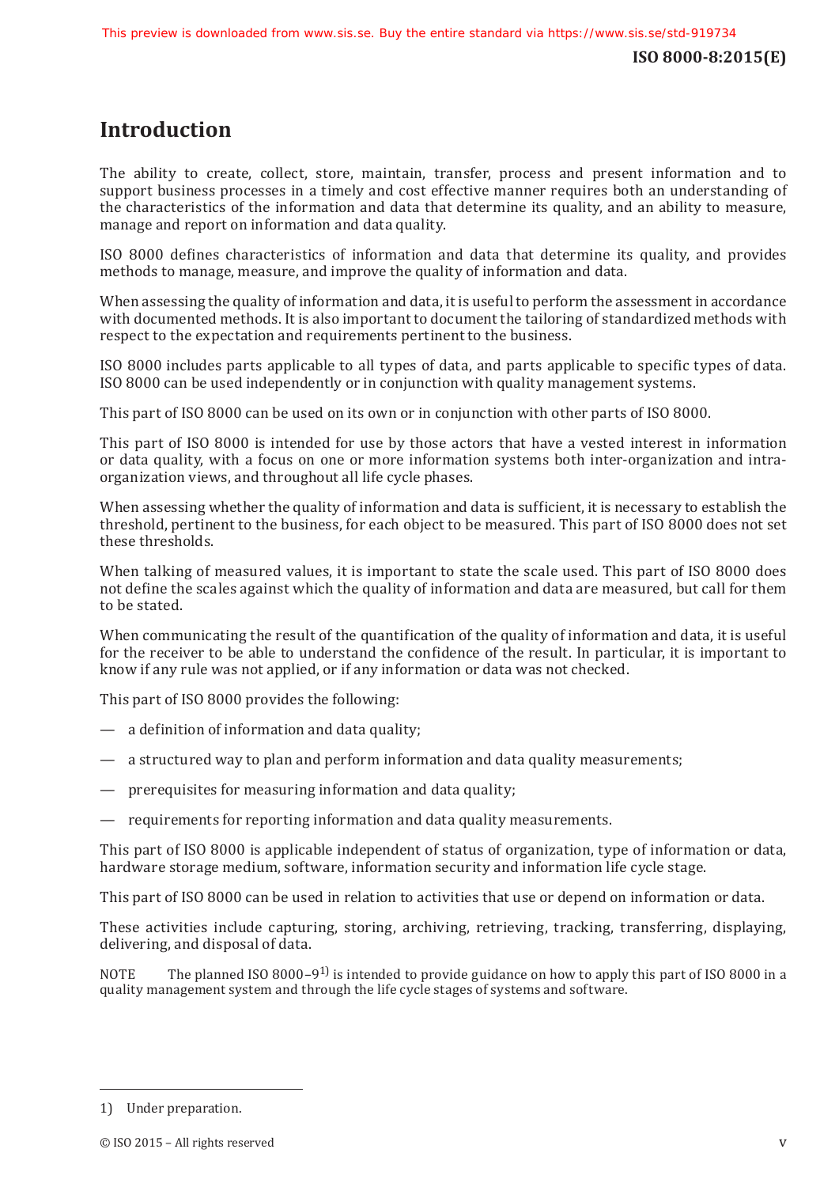# Introduction

The ability to create, collect, store, maintain, transfer, process and present information and to support business processes in a timely and cost effective manner requires both an understanding of the characteristics of the information and data that determine its quality, and an ability to measure, manage and report on information and data quality.

ISO 8000 defines characteristics of information and data that determine its quality, and provides methods to manage, measure, and improve the quality of information and data.

When assessing the quality of information and data, it is useful to perform the assessment in accordance with documented methods. It is also important to document the tailoring of standardized methods with respect to the expectation and requirements pertinent to the business.

ISO 8000 includes parts applicable to all types of data, and parts applicable to specific types of data. ISO 8000 can be used independently or in conjunction with quality management systems.

This part of ISO 8000 can be used on its own or in conjunction with other parts of ISO 8000.

This part of ISO 8000 is intended for use by those actors that have a vested interest in information or data quality, with a focus on one or more information systems both inter-organization and intra-organization views, and throughout all life cycle phases.

When assessing whether the quality of information and data is sufficient, it is necessary to establish the threshold, pertinent to the business, for each object to be measured. This part of ISO 8000 does not set these thresholds.

When talking of measured values, it is important to state the scale used. This part of ISO 8000 does not define the scales against which the quality of information and data are measured, but call for them to be stated.

When communicating the result of the quantification of the quality of information and data, it is useful for the receiver to be able to understand the confidence of the result. In particular, it is important to know if any rule was not applied, or if any information or data was not checked.

This part of ISO 8000 provides the following:

— a definition of information and data quality;

— a structured way to plan and perform information and data quality measurements;

— prerequisites for measuring information and data quality;

— requirements for reporting information and data quality measurements.

This part of ISO 8000 is applicable independent of status of organization, type of information or data, hardware storage medium, software, information security and information life cycle stage.

This part of ISO 8000 can be used in relation to activities that use or depend on information or data.

These activities include capturing, storing, archiving, retrieving, tracking, transferring, displaying, delivering, and disposal of data.

NOTE The planned ISO 8000–9[1)] is intended to provide guidance on how to apply this part of ISO 8000 in a quality management system and through the life cycle stages of systems and software.

1) Under preparation.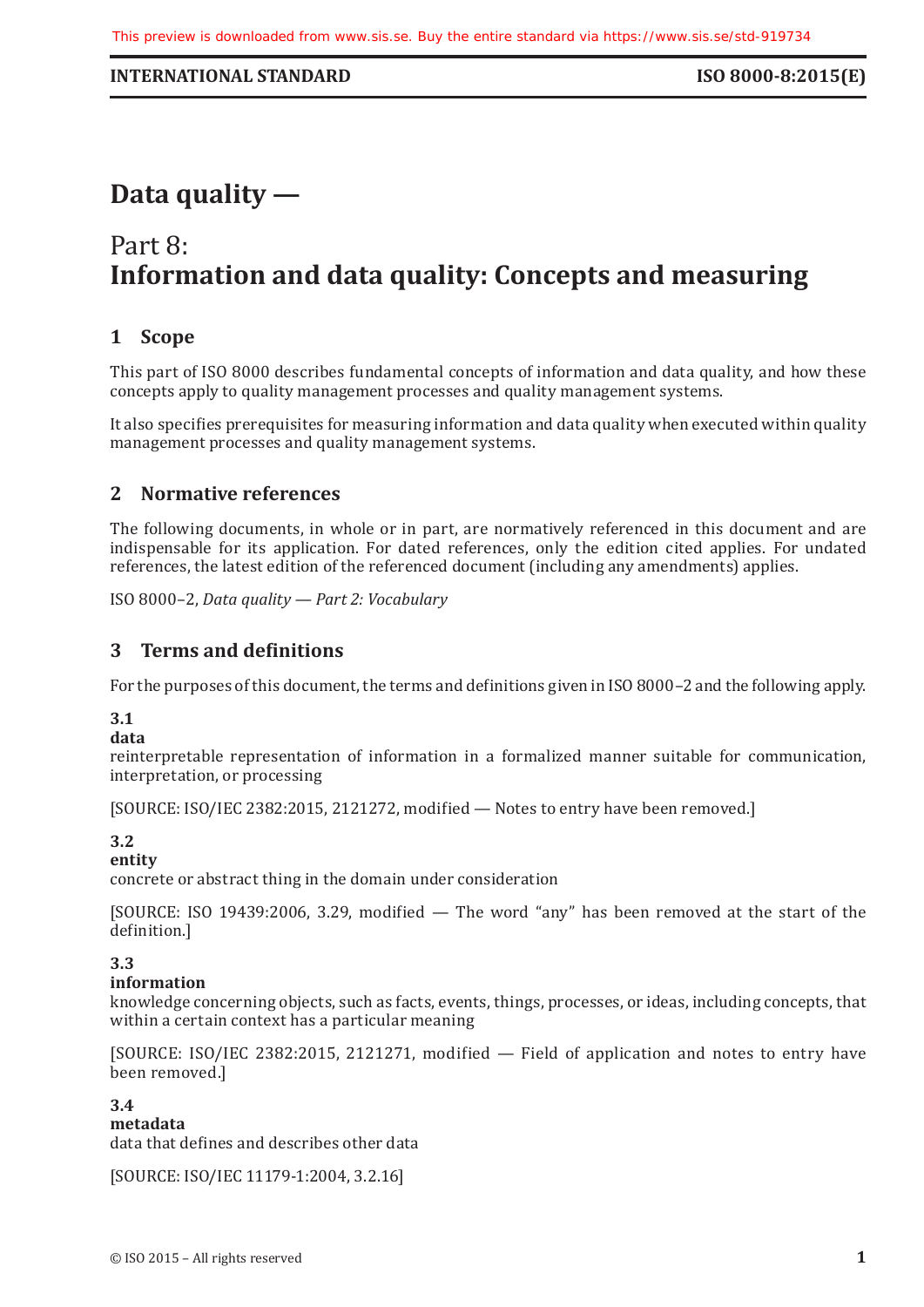# Data quality —

# Part 8: **Information and data quality: Concepts and measuring**

## 1 Scope

This part of ISO 8000 describes fundamental concepts of information and data quality, and how these concepts apply to quality management processes and quality management systems.

It also specifies prerequisites for measuring information and data quality when executed within quality management processes and quality management systems.

## 2 Normative references

The following documents, in whole or in part, are normatively referenced in this document and are indispensable for its application. For dated references, only the edition cited applies. For undated references, the latest edition of the referenced document (including any amendments) applies.

ISO 8000–2, *Data quality — Part 2: Vocabulary*

## 3 Terms and definitions

For the purposes of this document, the terms and definitions given in ISO 8000–2 and the following apply.

**3.1**
**data**
reinterpretable representation of information in a formalized manner suitable for communication, interpretation, or processing

[SOURCE: ISO/IEC 2382:2015, 2121272, modified — Notes to entry have been removed.]

**3.2**
**entity**
concrete or abstract thing in the domain under consideration

[SOURCE: ISO 19439:2006, 3.29, modified — The word "any" has been removed at the start of the definition.]

**3.3**
**information**
knowledge concerning objects, such as facts, events, things, processes, or ideas, including concepts, that within a certain context has a particular meaning

[SOURCE: ISO/IEC 2382:2015, 2121271, modified — Field of application and notes to entry have been removed.]

**3.4**
**metadata**
data that defines and describes other data

[SOURCE: ISO/IEC 11179-1:2004, 3.2.16]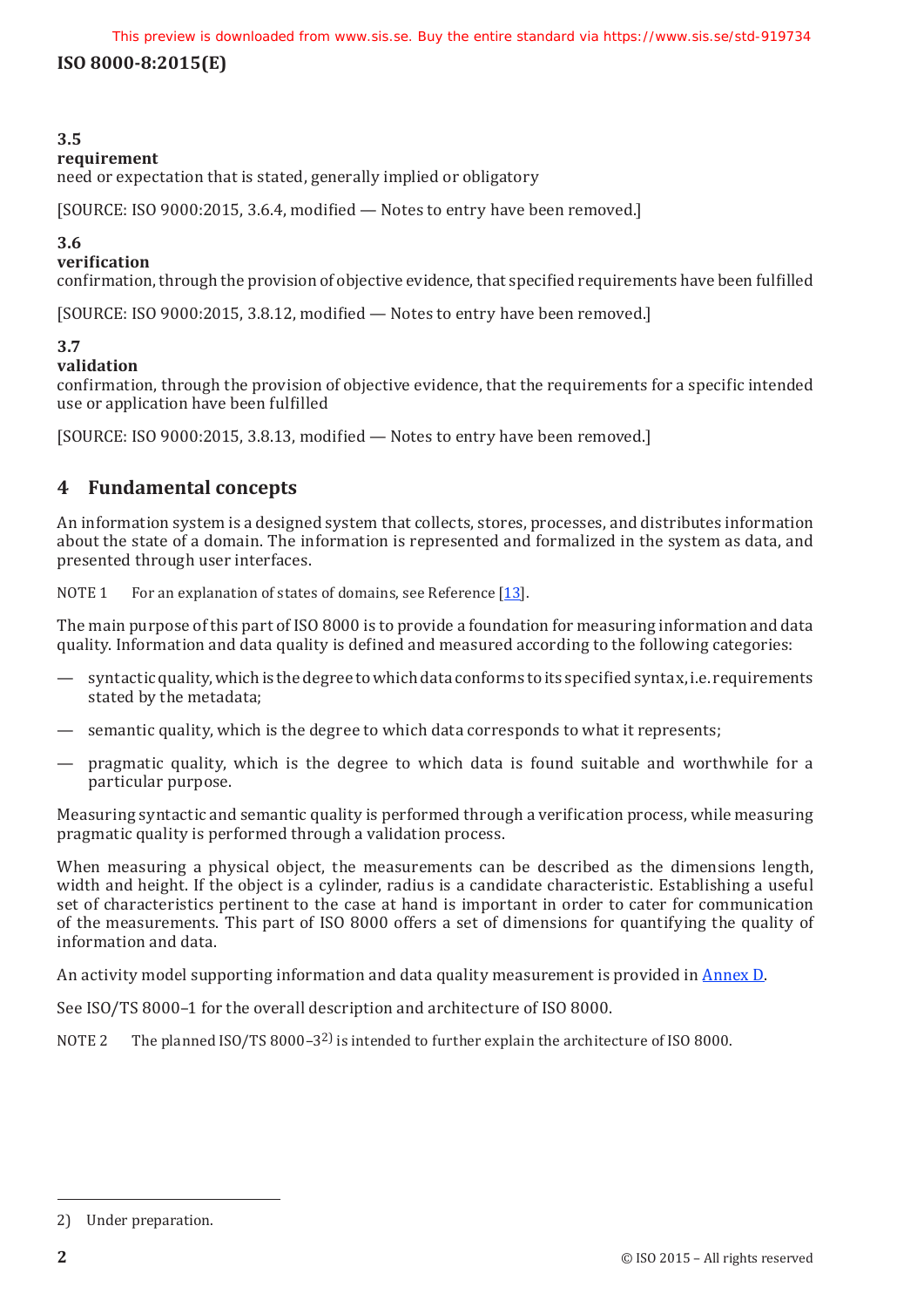**3.5**
**requirement**
need or expectation that is stated, generally implied or obligatory

[SOURCE: ISO 9000:2015, 3.6.4, modified — Notes to entry have been removed.]

**3.6**
**verification**
confirmation, through the provision of objective evidence, that specified requirements have been fulfilled

[SOURCE: ISO 9000:2015, 3.8.12, modified — Notes to entry have been removed.]

**3.7**
**validation**
confirmation, through the provision of objective evidence, that the requirements for a specific intended use or application have been fulfilled

[SOURCE: ISO 9000:2015, 3.8.13, modified — Notes to entry have been removed.]

## 4 Fundamental concepts

An information system is a designed system that collects, stores, processes, and distributes information about the state of a domain. The information is represented and formalized in the system as data, and presented through user interfaces.

NOTE 1 For an explanation of states of domains, see Reference [13].

The main purpose of this part of ISO 8000 is to provide a foundation for measuring information and data quality. Information and data quality is defined and measured according to the following categories:

— syntactic quality, which is the degree to which data conforms to its specified syntax, i.e. requirements stated by the metadata;

— semantic quality, which is the degree to which data corresponds to what it represents;

— pragmatic quality, which is the degree to which data is found suitable and worthwhile for a particular purpose.

Measuring syntactic and semantic quality is performed through a verification process, while measuring pragmatic quality is performed through a validation process.

When measuring a physical object, the measurements can be described as the dimensions length, width and height. If the object is a cylinder, radius is a candidate characteristic. Establishing a useful set of characteristics pertinent to the case at hand is important in order to cater for communication of the measurements. This part of ISO 8000 offers a set of dimensions for quantifying the quality of information and data.

An activity model supporting information and data quality measurement is provided in Annex D.

See ISO/TS 8000–1 for the overall description and architecture of ISO 8000.

NOTE 2 The planned ISO/TS 8000–3[2] is intended to further explain the architecture of ISO 8000.

2) Under preparation.